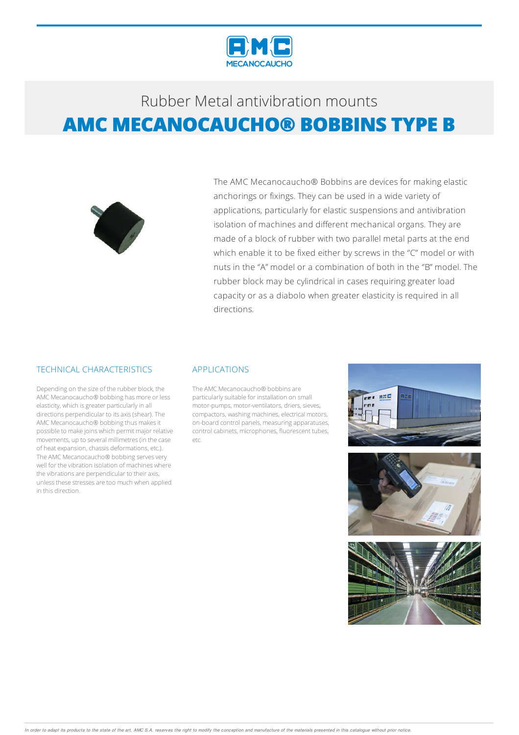Rubber Metal antivibration mounts

# AMC MECANOCAUCHO® BOBBINS TYPE B

The AMC Mecanocaucho® Bobbins are devices for making elastic anchorings or fixings. They can be used in a wide variety of applications, particularly for elastic suspensions and antivibration isolation of machines and different mechanical organs. They are made of a block of rubber with two parallel metal parts at the end which enable it to be fixed either by screws in the "C" model or with nuts in the "A" model or a combination of both in the "B" model. The rubber block may be cylindrical in cases requiring greater load capacity or as a diabolo when greater elasticity is required in all directions.

## TECHNICAL CHARACTERISTICS

Depending on the size of the rubber block, the AMC Mecanocaucho® bobbing has more or less elasticity, which is greater particularly in all directions perpendicular to its axis (shear). The AMC Mecanocaucho® bobbing thus makes it possible to make joins which permit major relative movements, up to several millimetres (in the case of heat expansion, chassis deformations, etc.). The AMC Mecanocaucho® bobbing serves very well for the vibration isolation of machines where the vibrations are perpendicular to their axis, unless these stresses are too much when applied in this direction.

## APPLICATIONS

The AMC Mecanocaucho® bobbins are particularly suitable for installation on small motor-pumps, motor-ventilators, driers, sieves, compactors, washing machines, electrical motors, on-board control panels, measuring apparatuses, control cabinets, microphones, fluorescent tubes, etc.

*In order to adapt its products to the state of the art, AMC S.A. reserves the right to modify the conception and manufacture of the materials presented in this catalogue without prior notice.*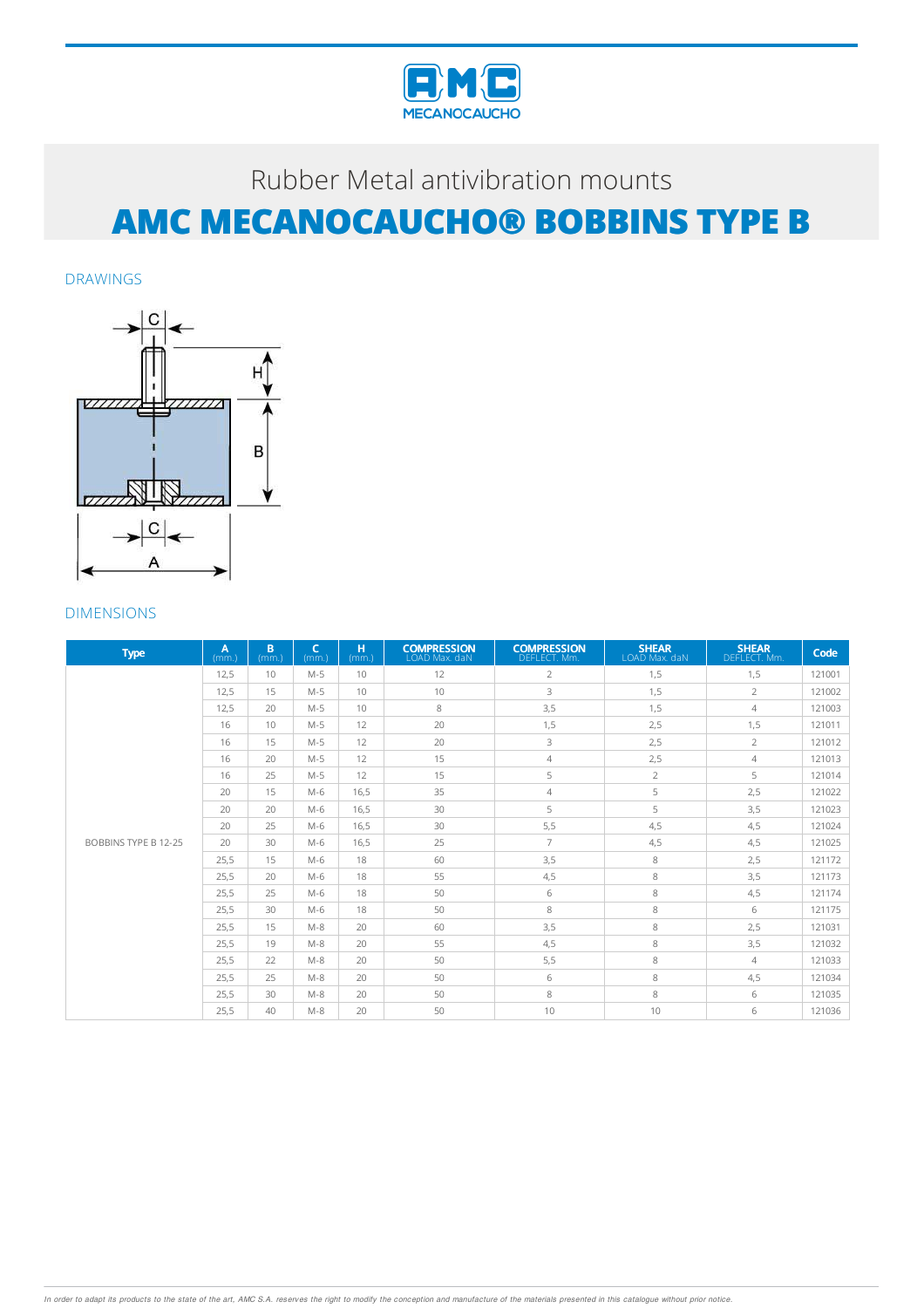Rubber Metal antivibration mounts

# AMC MECANOCAUCHO® BOBBINS TYPE B

## DRAWINGS

## DIMENSIONS

| Type | A (mm.) | B (mm.) | C (mm.) | H (mm.) | COMPRESSION LOAD Max. daN | COMPRESSION DEFLECT. Mm. | SHEAR LOAD Max. daN | SHEAR DEFLECT. Mm. | Code |
|---|---|---|---|---|---|---|---|---|---|
| BOBBINS TYPE B 12-25 | 12,5 | 10 | M-5 | 10 | 12 | 2 | 1,5 | 1,5 | 121001 |
| | 12,5 | 15 | M-5 | 10 | 10 | 3 | 1,5 | 2 | 121002 |
| | 12,5 | 20 | M-5 | 10 | 8 | 3,5 | 1,5 | 4 | 121003 |
| | 16 | 10 | M-5 | 12 | 20 | 1,5 | 2,5 | 1,5 | 121011 |
| | 16 | 15 | M-5 | 12 | 20 | 3 | 2,5 | 2 | 121012 |
| | 16 | 20 | M-5 | 12 | 15 | 4 | 2,5 | 4 | 121013 |
| | 16 | 25 | M-5 | 12 | 15 | 5 | 2 | 5 | 121014 |
| | 20 | 15 | M-6 | 16,5 | 35 | 4 | 5 | 2,5 | 121022 |
| | 20 | 20 | M-6 | 16,5 | 30 | 5 | 5 | 3,5 | 121023 |
| | 20 | 25 | M-6 | 16,5 | 30 | 5,5 | 4,5 | 4,5 | 121024 |
| | 20 | 30 | M-6 | 16,5 | 25 | 7 | 4,5 | 4,5 | 121025 |
| | 25,5 | 15 | M-6 | 18 | 60 | 3,5 | 8 | 2,5 | 121172 |
| | 25,5 | 20 | M-6 | 18 | 55 | 4,5 | 8 | 3,5 | 121173 |
| | 25,5 | 25 | M-6 | 18 | 50 | 6 | 8 | 4,5 | 121174 |
| | 25,5 | 30 | M-6 | 18 | 50 | 8 | 8 | 6 | 121175 |
| | 25,5 | 15 | M-8 | 20 | 60 | 3,5 | 8 | 2,5 | 121031 |
| | 25,5 | 19 | M-8 | 20 | 55 | 4,5 | 8 | 3,5 | 121032 |
| | 25,5 | 22 | M-8 | 20 | 50 | 5,5 | 8 | 4 | 121033 |
| | 25,5 | 25 | M-8 | 20 | 50 | 6 | 8 | 4,5 | 121034 |
| | 25,5 | 30 | M-8 | 20 | 50 | 8 | 8 | 6 | 121035 |
| | 25,5 | 40 | M-8 | 20 | 50 | 10 | 10 | 6 | 121036 |

*In order to adapt its products to the state of the art, AMC S.A. reserves the right to modify the conception and manufacture of the materials presented in this catalogue without prior notice.*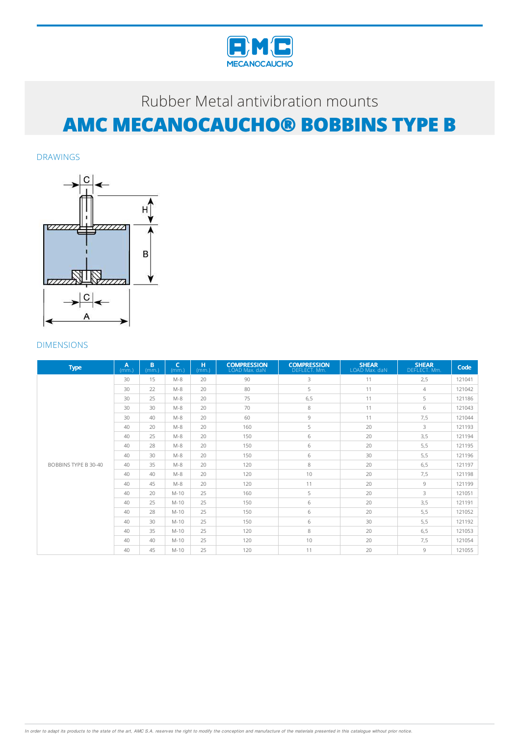Rubber Metal antivibration mounts

# AMC MECANOCAUCHO® BOBBINS TYPE B

## DRAWINGS

## DIMENSIONS

| Type | A (mm.) | B (mm.) | C (mm.) | H (mm.) | COMPRESSION LOAD Max. daN | COMPRESSION DEFLECT. Mm. | SHEAR LOAD Max. daN | SHEAR DEFLECT. Mm. | Code |
|---|---|---|---|---|---|---|---|---|---|
| BOBBINS TYPE B 30-40 | 30 | 15 | M-8 | 20 | 90 | 3 | 11 | 2,5 | 121041 |
| | 30 | 22 | M-8 | 20 | 80 | 5 | 11 | 4 | 121042 |
| | 30 | 25 | M-8 | 20 | 75 | 6,5 | 11 | 5 | 121186 |
| | 30 | 30 | M-8 | 20 | 70 | 8 | 11 | 6 | 121043 |
| | 30 | 40 | M-8 | 20 | 60 | 9 | 11 | 7,5 | 121044 |
| | 40 | 20 | M-8 | 20 | 160 | 5 | 20 | 3 | 121193 |
| | 40 | 25 | M-8 | 20 | 150 | 6 | 20 | 3,5 | 121194 |
| | 40 | 28 | M-8 | 20 | 150 | 6 | 20 | 5,5 | 121195 |
| | 40 | 30 | M-8 | 20 | 150 | 6 | 30 | 5,5 | 121196 |
| | 40 | 35 | M-8 | 20 | 120 | 8 | 20 | 6,5 | 121197 |
| | 40 | 40 | M-8 | 20 | 120 | 10 | 20 | 7,5 | 121198 |
| | 40 | 45 | M-8 | 20 | 120 | 11 | 20 | 9 | 121199 |
| | 40 | 20 | M-10 | 25 | 160 | 5 | 20 | 3 | 121051 |
| | 40 | 25 | M-10 | 25 | 150 | 6 | 20 | 3,5 | 121191 |
| | 40 | 28 | M-10 | 25 | 150 | 6 | 20 | 5,5 | 121052 |
| | 40 | 30 | M-10 | 25 | 150 | 6 | 30 | 5,5 | 121192 |
| | 40 | 35 | M-10 | 25 | 120 | 8 | 20 | 6,5 | 121053 |
| | 40 | 40 | M-10 | 25 | 120 | 10 | 20 | 7,5 | 121054 |
| | 40 | 45 | M-10 | 25 | 120 | 11 | 20 | 9 | 121055 |

*In order to adapt its products to the state of the art, AMC S.A. reserves the right to modify the conception and manufacture of the materials presented in this catalogue without prior notice.*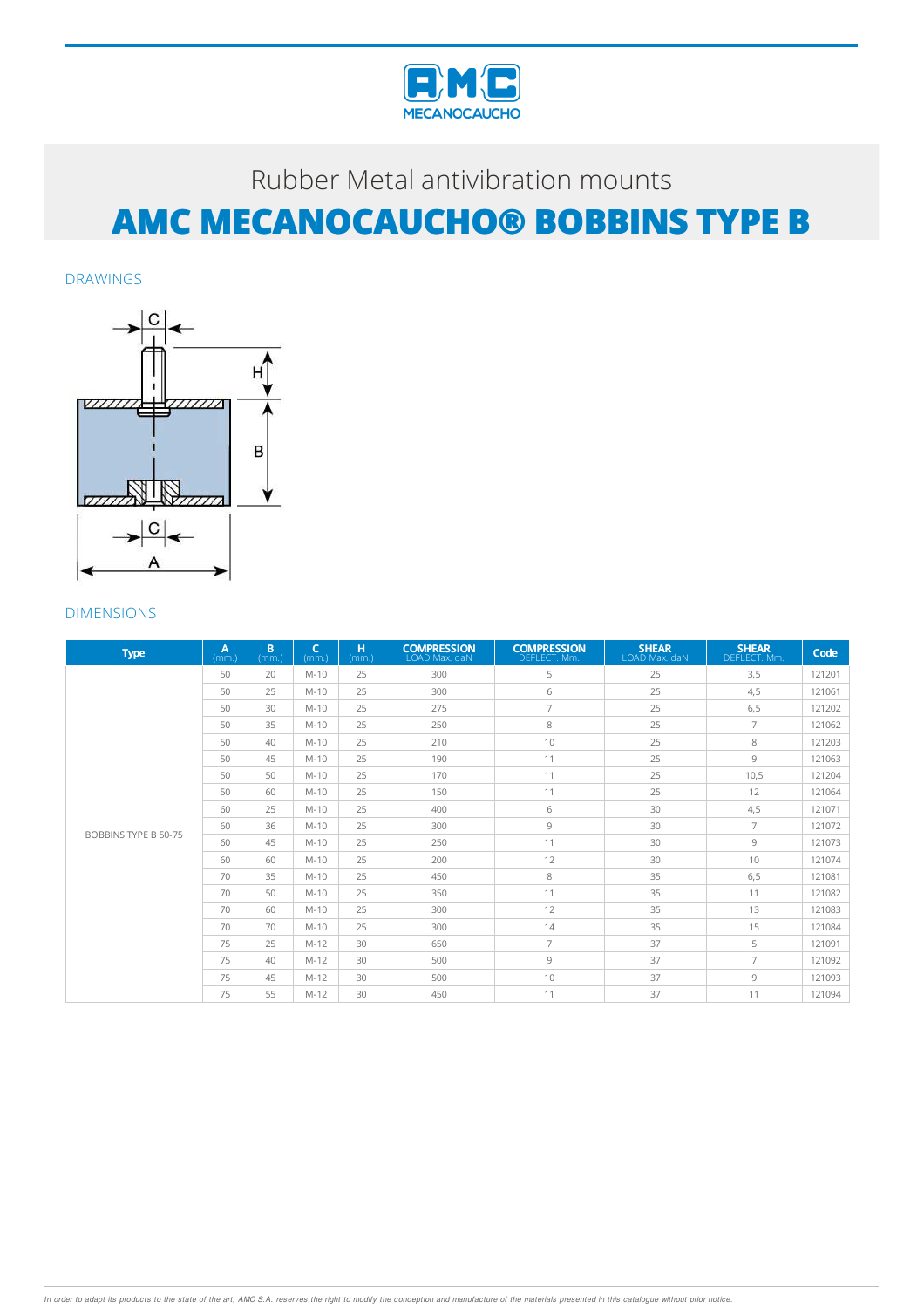Rubber Metal antivibration mounts

# AMC MECANOCAUCHO® BOBBINS TYPE B

## DRAWINGS

## DIMENSIONS

| Type | A (mm.) | B (mm.) | C (mm.) | H (mm.) | COMPRESSION LOAD Max. daN | COMPRESSION DEFLECT. Mm. | SHEAR LOAD Max. daN | SHEAR DEFLECT. Mm. | Code |
|---|---|---|---|---|---|---|---|---|---|
| BOBBINS TYPE B 50-75 | 50 | 20 | M-10 | 25 | 300 | 5 | 25 | 3,5 | 121201 |
| | 50 | 25 | M-10 | 25 | 300 | 6 | 25 | 4,5 | 121061 |
| | 50 | 30 | M-10 | 25 | 275 | 7 | 25 | 6,5 | 121202 |
| | 50 | 35 | M-10 | 25 | 250 | 8 | 25 | 7 | 121062 |
| | 50 | 40 | M-10 | 25 | 210 | 10 | 25 | 8 | 121203 |
| | 50 | 45 | M-10 | 25 | 190 | 11 | 25 | 9 | 121063 |
| | 50 | 50 | M-10 | 25 | 170 | 11 | 25 | 10,5 | 121204 |
| | 50 | 60 | M-10 | 25 | 150 | 11 | 25 | 12 | 121064 |
| | 60 | 25 | M-10 | 25 | 400 | 6 | 30 | 4,5 | 121071 |
| | 60 | 36 | M-10 | 25 | 300 | 9 | 30 | 7 | 121072 |
| | 60 | 45 | M-10 | 25 | 250 | 11 | 30 | 9 | 121073 |
| | 60 | 60 | M-10 | 25 | 200 | 12 | 30 | 10 | 121074 |
| | 70 | 35 | M-10 | 25 | 450 | 8 | 35 | 6,5 | 121081 |
| | 70 | 50 | M-10 | 25 | 350 | 11 | 35 | 11 | 121082 |
| | 70 | 60 | M-10 | 25 | 300 | 12 | 35 | 13 | 121083 |
| | 70 | 70 | M-10 | 25 | 300 | 14 | 35 | 15 | 121084 |
| | 75 | 25 | M-12 | 30 | 650 | 7 | 37 | 5 | 121091 |
| | 75 | 40 | M-12 | 30 | 500 | 9 | 37 | 7 | 121092 |
| | 75 | 45 | M-12 | 30 | 500 | 10 | 37 | 9 | 121093 |
| | 75 | 55 | M-12 | 30 | 450 | 11 | 37 | 11 | 121094 |

*In order to adapt its products to the state of the art, AMC S.A. reserves the right to modify the conception and manufacture of the materials presented in this catalogue without prior notice.*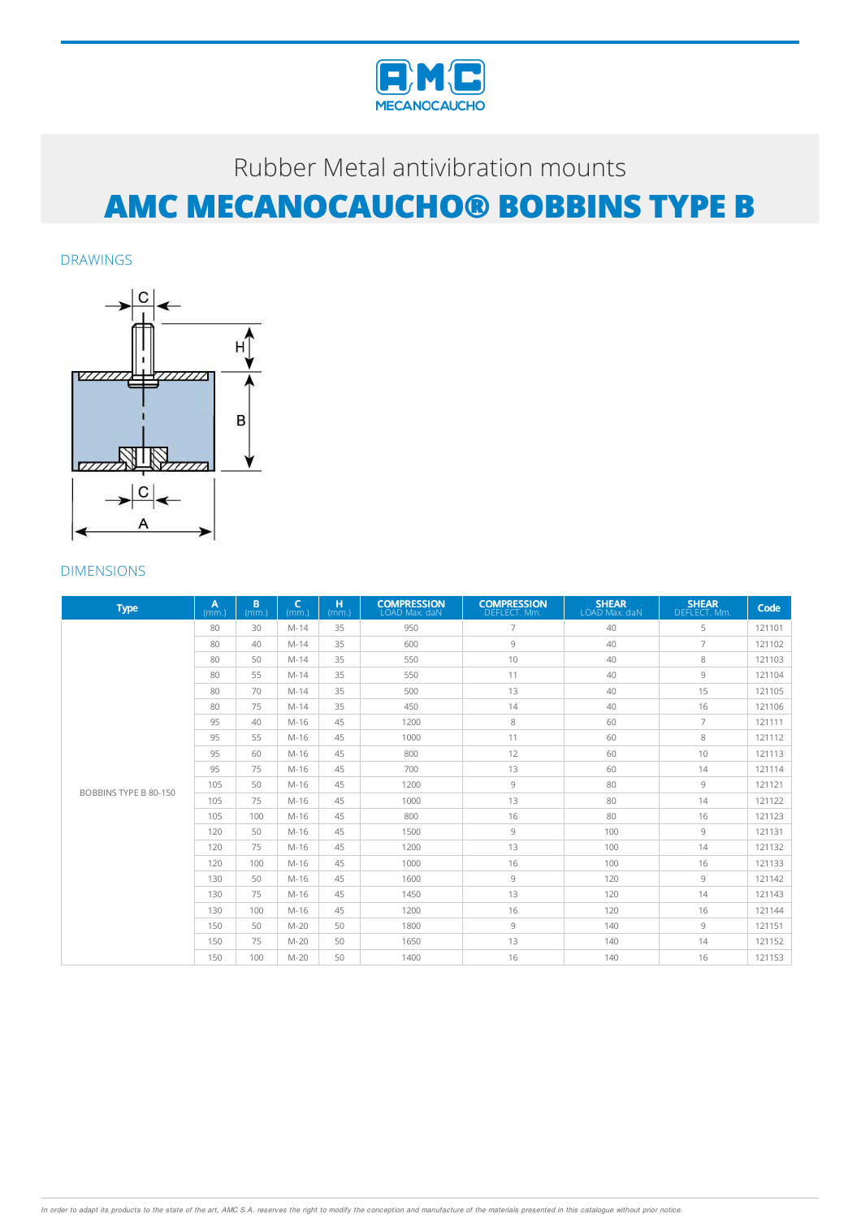Rubber Metal antivibration mounts

# AMC MECANOCAUCHO® BOBBINS TYPE B

## DRAWINGS

C

H

B

C

A

## DIMENSIONS

| Type | A (mm.) | B (mm.) | C (mm.) | H (mm.) | COMPRESSION LOAD Max. daN | COMPRESSION DEFLECT. Mm. | SHEAR LOAD Max. daN | SHEAR DEFLECT. Mm. | Code |
|---|---|---|---|---|---|---|---|---|---|
| BOBBINS TYPE B 80-150 | 80 | 30 | M-14 | 35 | 950 | 7 | 40 | 5 | 121101 |
| | 80 | 40 | M-14 | 35 | 600 | 9 | 40 | 7 | 121102 |
| | 80 | 50 | M-14 | 35 | 550 | 10 | 40 | 8 | 121103 |
| | 80 | 55 | M-14 | 35 | 550 | 11 | 40 | 9 | 121104 |
| | 80 | 70 | M-14 | 35 | 500 | 13 | 40 | 15 | 121105 |
| | 80 | 75 | M-14 | 35 | 450 | 14 | 40 | 16 | 121106 |
| | 95 | 40 | M-16 | 45 | 1200 | 8 | 60 | 7 | 121111 |
| | 95 | 55 | M-16 | 45 | 1000 | 11 | 60 | 8 | 121112 |
| | 95 | 60 | M-16 | 45 | 800 | 12 | 60 | 10 | 121113 |
| | 95 | 75 | M-16 | 45 | 700 | 13 | 60 | 14 | 121114 |
| | 105 | 50 | M-16 | 45 | 1200 | 9 | 80 | 9 | 121121 |
| | 105 | 75 | M-16 | 45 | 1000 | 13 | 80 | 14 | 121122 |
| | 105 | 100 | M-16 | 45 | 800 | 16 | 80 | 16 | 121123 |
| | 120 | 50 | M-16 | 45 | 1500 | 9 | 100 | 9 | 121131 |
| | 120 | 75 | M-16 | 45 | 1200 | 13 | 100 | 14 | 121132 |
| | 120 | 100 | M-16 | 45 | 1000 | 16 | 100 | 16 | 121133 |
| | 130 | 50 | M-16 | 45 | 1600 | 9 | 120 | 9 | 121142 |
| | 130 | 75 | M-16 | 45 | 1450 | 13 | 120 | 14 | 121143 |
| | 130 | 100 | M-16 | 45 | 1200 | 16 | 120 | 16 | 121144 |
| | 150 | 50 | M-20 | 50 | 1800 | 9 | 140 | 9 | 121151 |
| | 150 | 75 | M-20 | 50 | 1650 | 13 | 140 | 14 | 121152 |
| | 150 | 100 | M-20 | 50 | 1400 | 16 | 140 | 16 | 121153 |

*In order to adapt its products to the state of the art, AMC S.A. reserves the right to modify the conception and manufacture of the materials presented in this catalogue without prior notice.*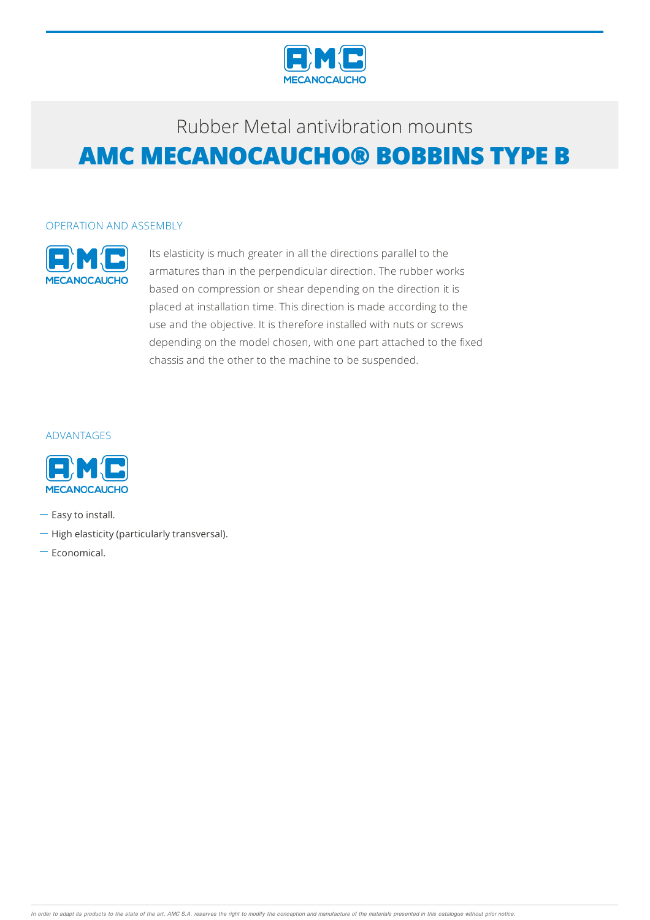Rubber Metal antivibration mounts

# AMC MECANOCAUCHO® BOBBINS TYPE B

## OPERATION AND ASSEMBLY

Its elasticity is much greater in all the directions parallel to the armatures than in the perpendicular direction. The rubber works based on compression or shear depending on the direction it is placed at installation time. This direction is made according to the use and the objective. It is therefore installed with nuts or screws depending on the model chosen, with one part attached to the fixed chassis and the other to the machine to be suspended.

## ADVANTAGES

- Easy to install.
- High elasticity (particularly transversal).
- Economical.

*In order to adapt its products to the state of the art, AMC S.A. reserves the right to modify the conception and manufacture of the materials presented in this catalogue without prior notice.*